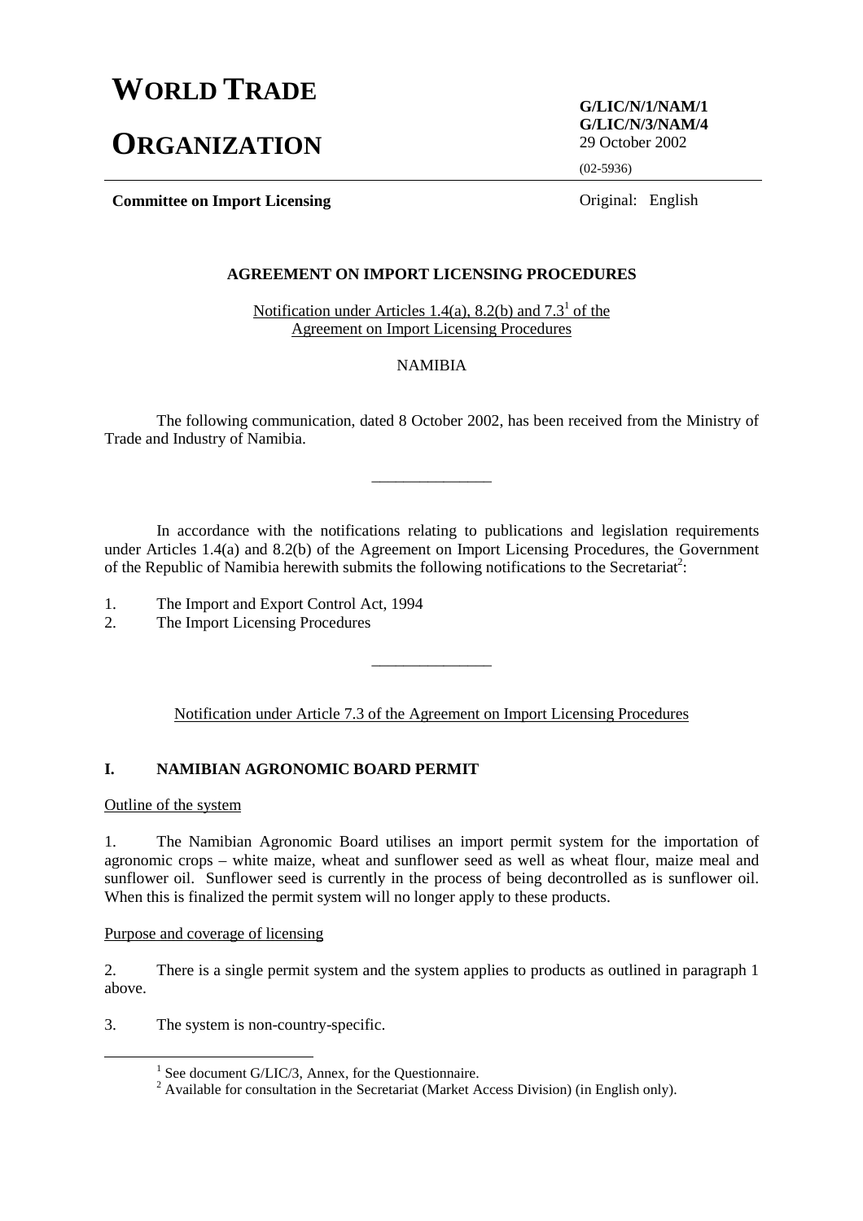# WORLD TRADE ORGANIZATION

**G/LIC/N/1/NAM/1**
**G/LIC/N/3/NAM/4**
29 October 2002

(02-5936)

**Committee on Import Licensing**

Original: English

**AGREEMENT ON IMPORT LICENSING PROCEDURES**

Notification under Articles 1.4(a), 8.2(b) and 7.3[1] of the Agreement on Import Licensing Procedures

NAMIBIA

The following communication, dated 8 October 2002, has been received from the Ministry of Trade and Industry of Namibia.

---

In accordance with the notifications relating to publications and legislation requirements under Articles 1.4(a) and 8.2(b) of the Agreement on Import Licensing Procedures, the Government of the Republic of Namibia herewith submits the following notifications to the Secretariat[2]:

1. The Import and Export Control Act, 1994
2. The Import Licensing Procedures

---

Notification under Article 7.3 of the Agreement on Import Licensing Procedures

## I. NAMIBIAN AGRONOMIC BOARD PERMIT

Outline of the system

1. The Namibian Agronomic Board utilises an import permit system for the importation of agronomic crops – white maize, wheat and sunflower seed as well as wheat flour, maize meal and sunflower oil. Sunflower seed is currently in the process of being decontrolled as is sunflower oil. When this is finalized the permit system will no longer apply to these products.

Purpose and coverage of licensing

2. There is a single permit system and the system applies to products as outlined in paragraph 1 above.

3. The system is non-country-specific.

[1] See document G/LIC/3, Annex, for the Questionnaire.
[2] Available for consultation in the Secretariat (Market Access Division) (in English only).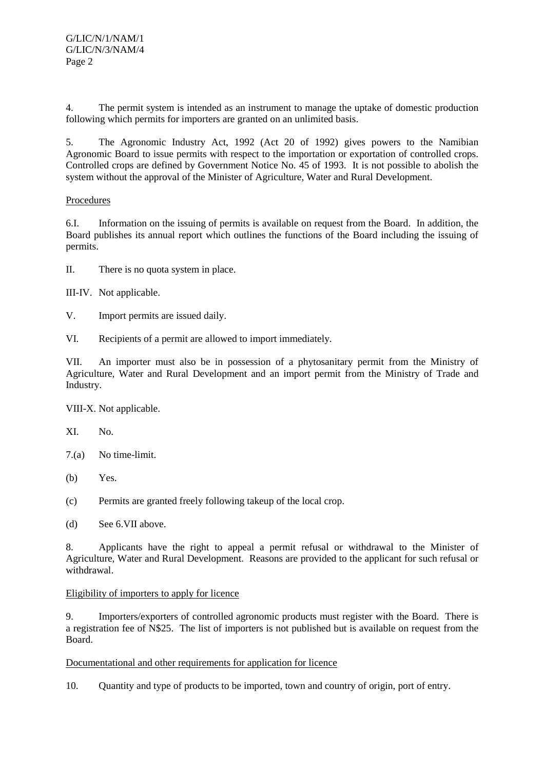4. The permit system is intended as an instrument to manage the uptake of domestic production following which permits for importers are granted on an unlimited basis.

5. The Agronomic Industry Act, 1992 (Act 20 of 1992) gives powers to the Namibian Agronomic Board to issue permits with respect to the importation or exportation of controlled crops. Controlled crops are defined by Government Notice No. 45 of 1993. It is not possible to abolish the system without the approval of the Minister of Agriculture, Water and Rural Development.

Procedures

6.I. Information on the issuing of permits is available on request from the Board. In addition, the Board publishes its annual report which outlines the functions of the Board including the issuing of permits.

II. There is no quota system in place.

III-IV. Not applicable.

V. Import permits are issued daily.

VI. Recipients of a permit are allowed to import immediately.

VII. An importer must also be in possession of a phytosanitary permit from the Ministry of Agriculture, Water and Rural Development and an import permit from the Ministry of Trade and Industry.

VIII-X. Not applicable.

XI. No.

7.(a) No time-limit.

(b) Yes.

(c) Permits are granted freely following takeup of the local crop.

(d) See 6.VII above.

8. Applicants have the right to appeal a permit refusal or withdrawal to the Minister of Agriculture, Water and Rural Development. Reasons are provided to the applicant for such refusal or withdrawal.

Eligibility of importers to apply for licence

9. Importers/exporters of controlled agronomic products must register with the Board. There is a registration fee of N$25. The list of importers is not published but is available on request from the Board.

Documentational and other requirements for application for licence

10. Quantity and type of products to be imported, town and country of origin, port of entry.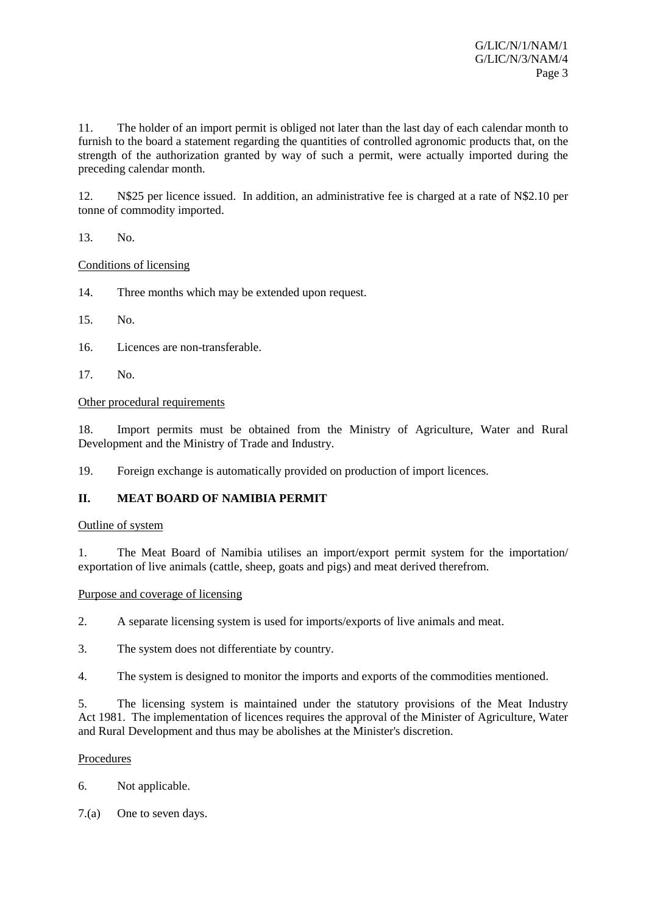11. The holder of an import permit is obliged not later than the last day of each calendar month to furnish to the board a statement regarding the quantities of controlled agronomic products that, on the strength of the authorization granted by way of such a permit, were actually imported during the preceding calendar month.

12. N$25 per licence issued. In addition, an administrative fee is charged at a rate of N$2.10 per tonne of commodity imported.

13. No.

<u>Conditions of licensing</u>

14. Three months which may be extended upon request.

15. No.

16. Licences are non-transferable.

17. No.

<u>Other procedural requirements</u>

18. Import permits must be obtained from the Ministry of Agriculture, Water and Rural Development and the Ministry of Trade and Industry.

19. Foreign exchange is automatically provided on production of import licences.

## II. MEAT BOARD OF NAMIBIA PERMIT

<u>Outline of system</u>

1. The Meat Board of Namibia utilises an import/export permit system for the importation/exportation of live animals (cattle, sheep, goats and pigs) and meat derived therefrom.

<u>Purpose and coverage of licensing</u>

2. A separate licensing system is used for imports/exports of live animals and meat.

3. The system does not differentiate by country.

4. The system is designed to monitor the imports and exports of the commodities mentioned.

5. The licensing system is maintained under the statutory provisions of the Meat Industry Act 1981. The implementation of licences requires the approval of the Minister of Agriculture, Water and Rural Development and thus may be abolishes at the Minister's discretion.

<u>Procedures</u>

6. Not applicable.

7.(a) One to seven days.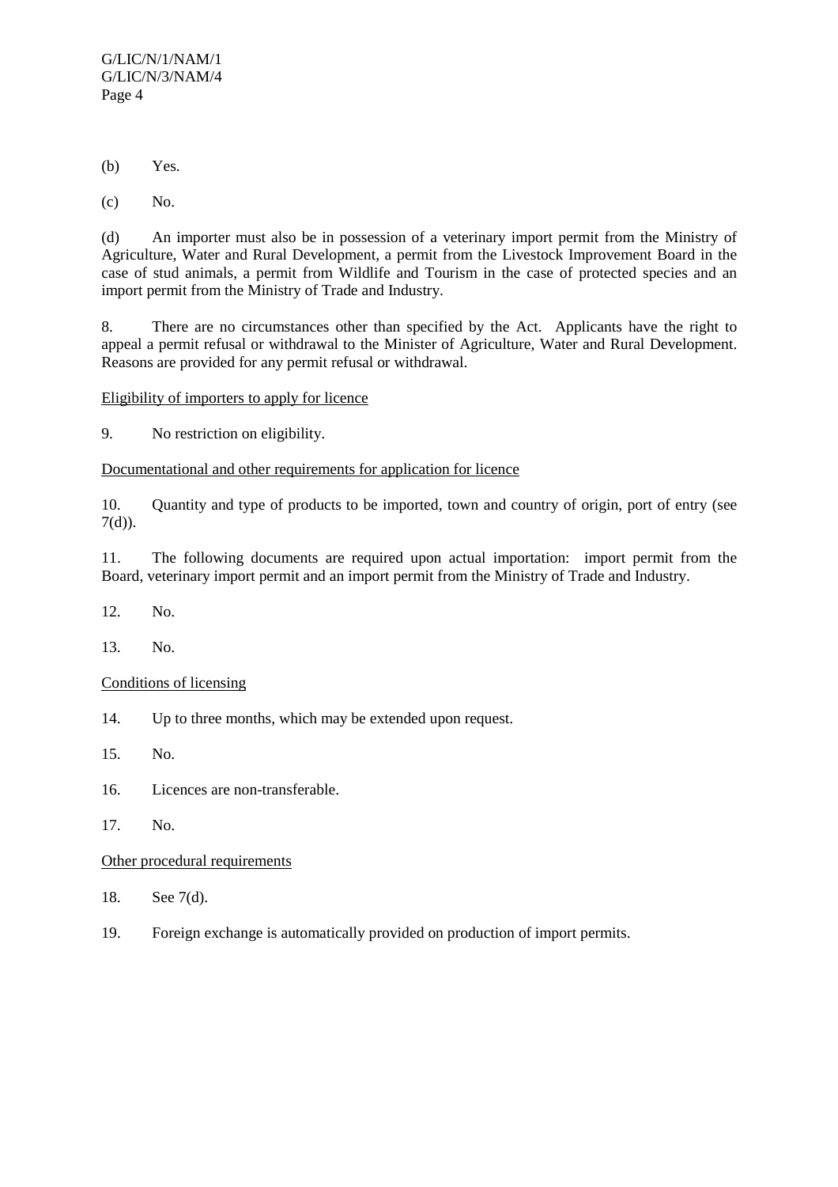(b) Yes.

(c) No.

(d) An importer must also be in possession of a veterinary import permit from the Ministry of Agriculture, Water and Rural Development, a permit from the Livestock Improvement Board in the case of stud animals, a permit from Wildlife and Tourism in the case of protected species and an import permit from the Ministry of Trade and Industry.

8. There are no circumstances other than specified by the Act. Applicants have the right to appeal a permit refusal or withdrawal to the Minister of Agriculture, Water and Rural Development. Reasons are provided for any permit refusal or withdrawal.

Eligibility of importers to apply for licence

9. No restriction on eligibility.

Documentational and other requirements for application for licence

10. Quantity and type of products to be imported, town and country of origin, port of entry (see 7(d)).

11. The following documents are required upon actual importation: import permit from the Board, veterinary import permit and an import permit from the Ministry of Trade and Industry.

12. No.

13. No.

Conditions of licensing

14. Up to three months, which may be extended upon request.

15. No.

16. Licences are non-transferable.

17. No.

Other procedural requirements

18. See 7(d).

19. Foreign exchange is automatically provided on production of import permits.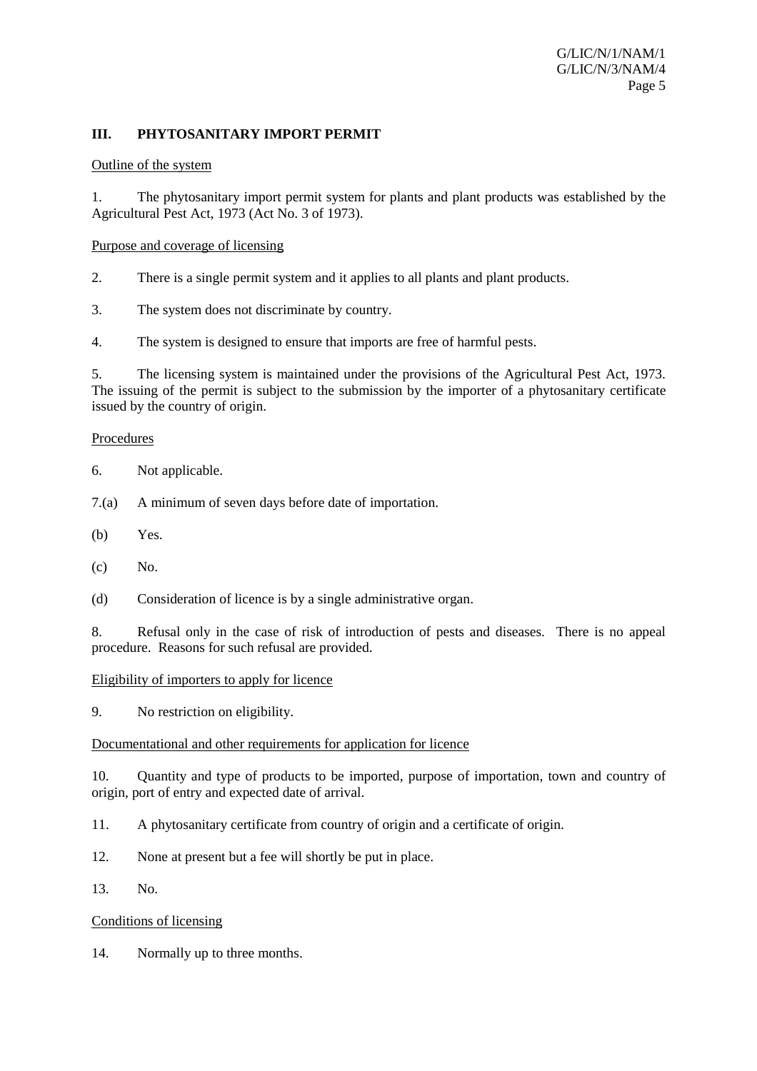## III. PHYTOSANITARY IMPORT PERMIT

Outline of the system

1. The phytosanitary import permit system for plants and plant products was established by the Agricultural Pest Act, 1973 (Act No. 3 of 1973).

Purpose and coverage of licensing

2. There is a single permit system and it applies to all plants and plant products.

3. The system does not discriminate by country.

4. The system is designed to ensure that imports are free of harmful pests.

5. The licensing system is maintained under the provisions of the Agricultural Pest Act, 1973. The issuing of the permit is subject to the submission by the importer of a phytosanitary certificate issued by the country of origin.

Procedures

6. Not applicable.

7.(a) A minimum of seven days before date of importation.

(b) Yes.

(c) No.

(d) Consideration of licence is by a single administrative organ.

8. Refusal only in the case of risk of introduction of pests and diseases. There is no appeal procedure. Reasons for such refusal are provided.

Eligibility of importers to apply for licence

9. No restriction on eligibility.

Documentational and other requirements for application for licence

10. Quantity and type of products to be imported, purpose of importation, town and country of origin, port of entry and expected date of arrival.

11. A phytosanitary certificate from country of origin and a certificate of origin.

12. None at present but a fee will shortly be put in place.

13. No.

Conditions of licensing

14. Normally up to three months.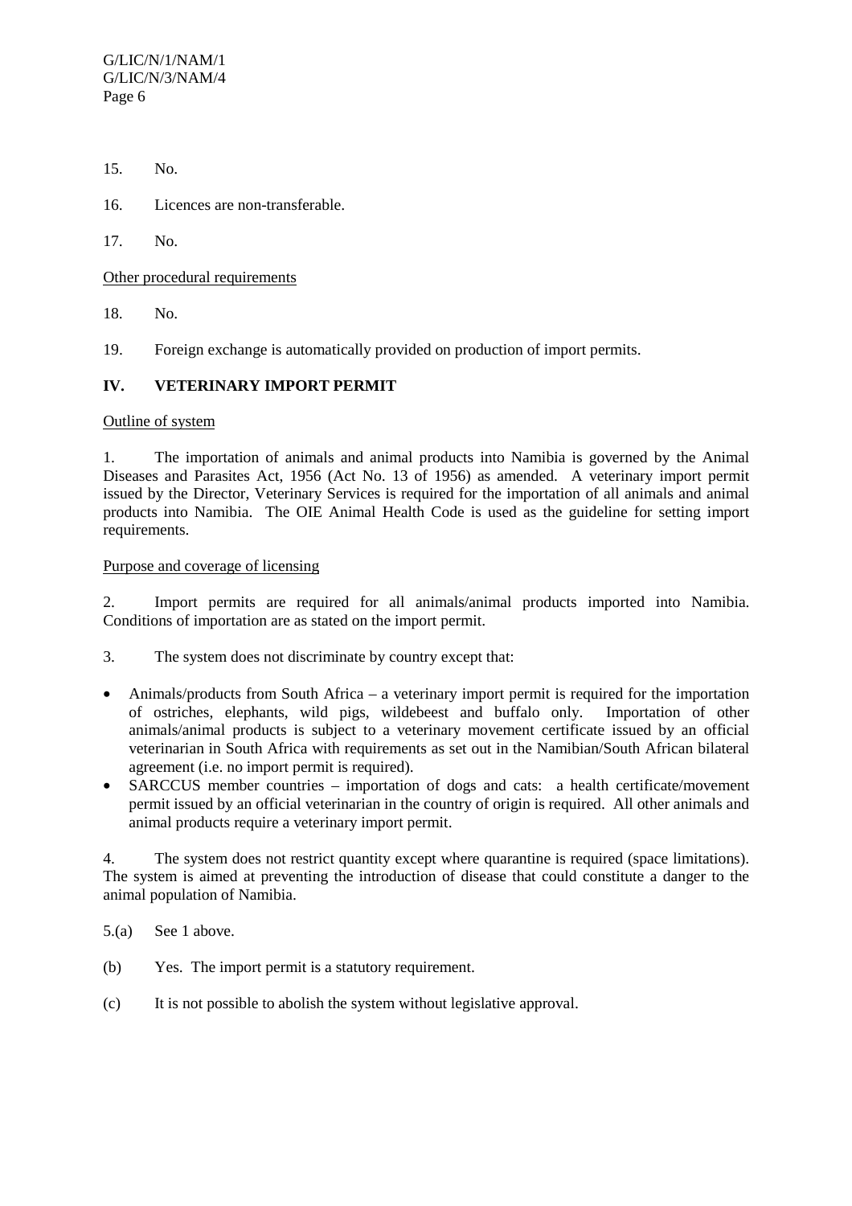15. No.

16. Licences are non-transferable.

17. No.

Other procedural requirements

18. No.

19. Foreign exchange is automatically provided on production of import permits.

## IV. VETERINARY IMPORT PERMIT

Outline of system

1. The importation of animals and animal products into Namibia is governed by the Animal Diseases and Parasites Act, 1956 (Act No. 13 of 1956) as amended. A veterinary import permit issued by the Director, Veterinary Services is required for the importation of all animals and animal products into Namibia. The OIE Animal Health Code is used as the guideline for setting import requirements.

Purpose and coverage of licensing

2. Import permits are required for all animals/animal products imported into Namibia. Conditions of importation are as stated on the import permit.

3. The system does not discriminate by country except that:

- Animals/products from South Africa – a veterinary import permit is required for the importation of ostriches, elephants, wild pigs, wildebeest and buffalo only. Importation of other animals/animal products is subject to a veterinary movement certificate issued by an official veterinarian in South Africa with requirements as set out in the Namibian/South African bilateral agreement (i.e. no import permit is required).
- SARCCUS member countries – importation of dogs and cats: a health certificate/movement permit issued by an official veterinarian in the country of origin is required. All other animals and animal products require a veterinary import permit.

4. The system does not restrict quantity except where quarantine is required (space limitations). The system is aimed at preventing the introduction of disease that could constitute a danger to the animal population of Namibia.

5.(a) See 1 above.

(b) Yes. The import permit is a statutory requirement.

(c) It is not possible to abolish the system without legislative approval.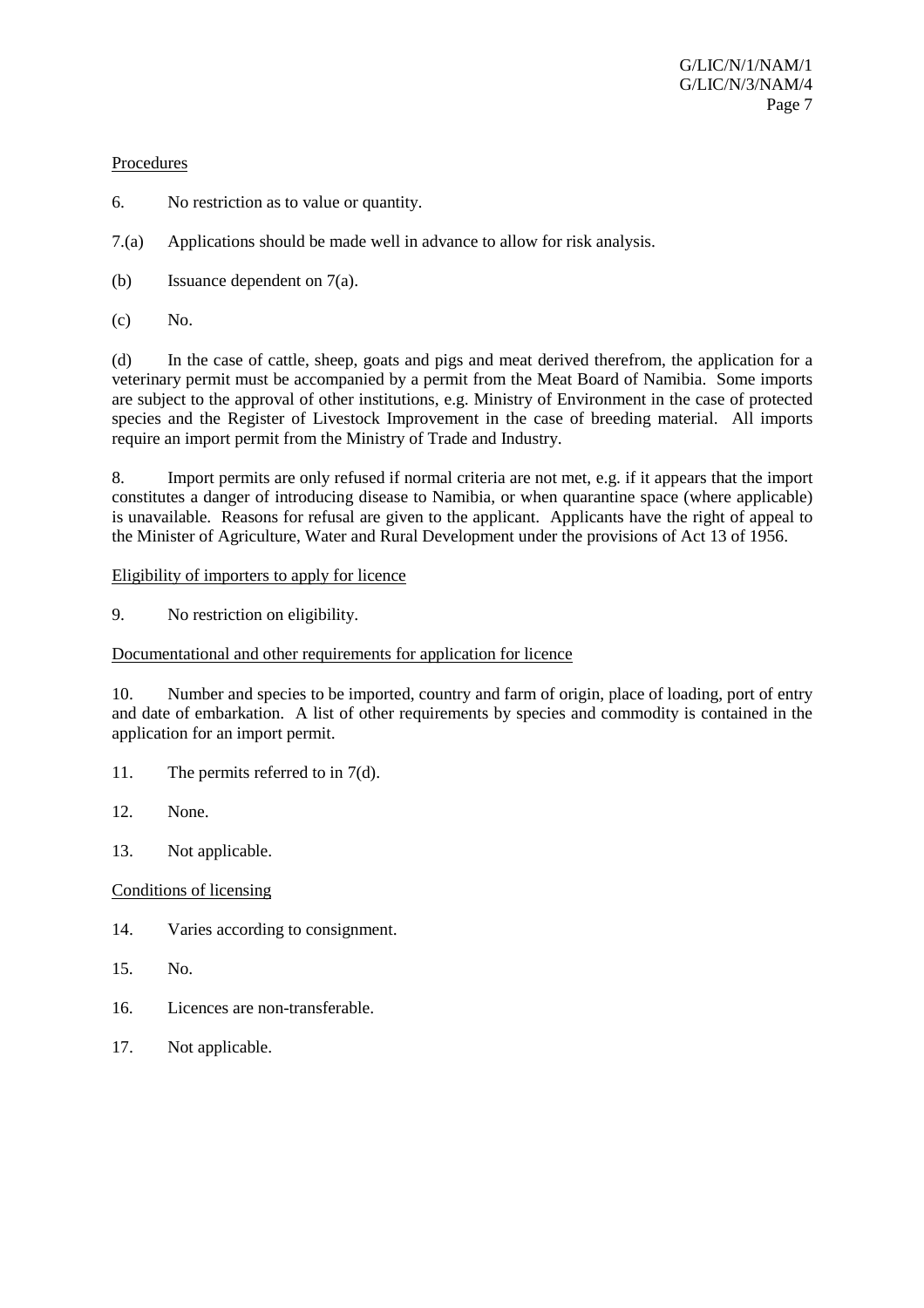Procedures

6. No restriction as to value or quantity.

7.(a) Applications should be made well in advance to allow for risk analysis.

(b) Issuance dependent on 7(a).

(c) No.

(d) In the case of cattle, sheep, goats and pigs and meat derived therefrom, the application for a veterinary permit must be accompanied by a permit from the Meat Board of Namibia. Some imports are subject to the approval of other institutions, e.g. Ministry of Environment in the case of protected species and the Register of Livestock Improvement in the case of breeding material. All imports require an import permit from the Ministry of Trade and Industry.

8. Import permits are only refused if normal criteria are not met, e.g. if it appears that the import constitutes a danger of introducing disease to Namibia, or when quarantine space (where applicable) is unavailable. Reasons for refusal are given to the applicant. Applicants have the right of appeal to the Minister of Agriculture, Water and Rural Development under the provisions of Act 13 of 1956.

Eligibility of importers to apply for licence

9. No restriction on eligibility.

Documentational and other requirements for application for licence

10. Number and species to be imported, country and farm of origin, place of loading, port of entry and date of embarkation. A list of other requirements by species and commodity is contained in the application for an import permit.

11. The permits referred to in 7(d).

12. None.

13. Not applicable.

Conditions of licensing

14. Varies according to consignment.

15. No.

16. Licences are non-transferable.

17. Not applicable.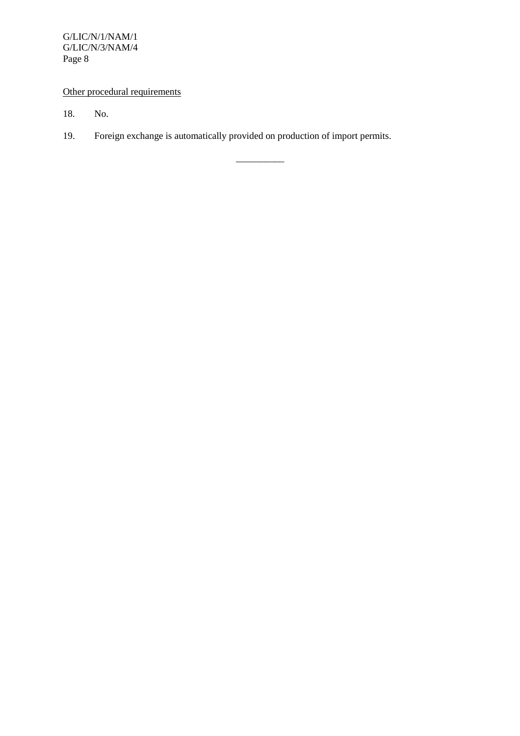Other procedural requirements

18. No.

19. Foreign exchange is automatically provided on production of import permits.

__________